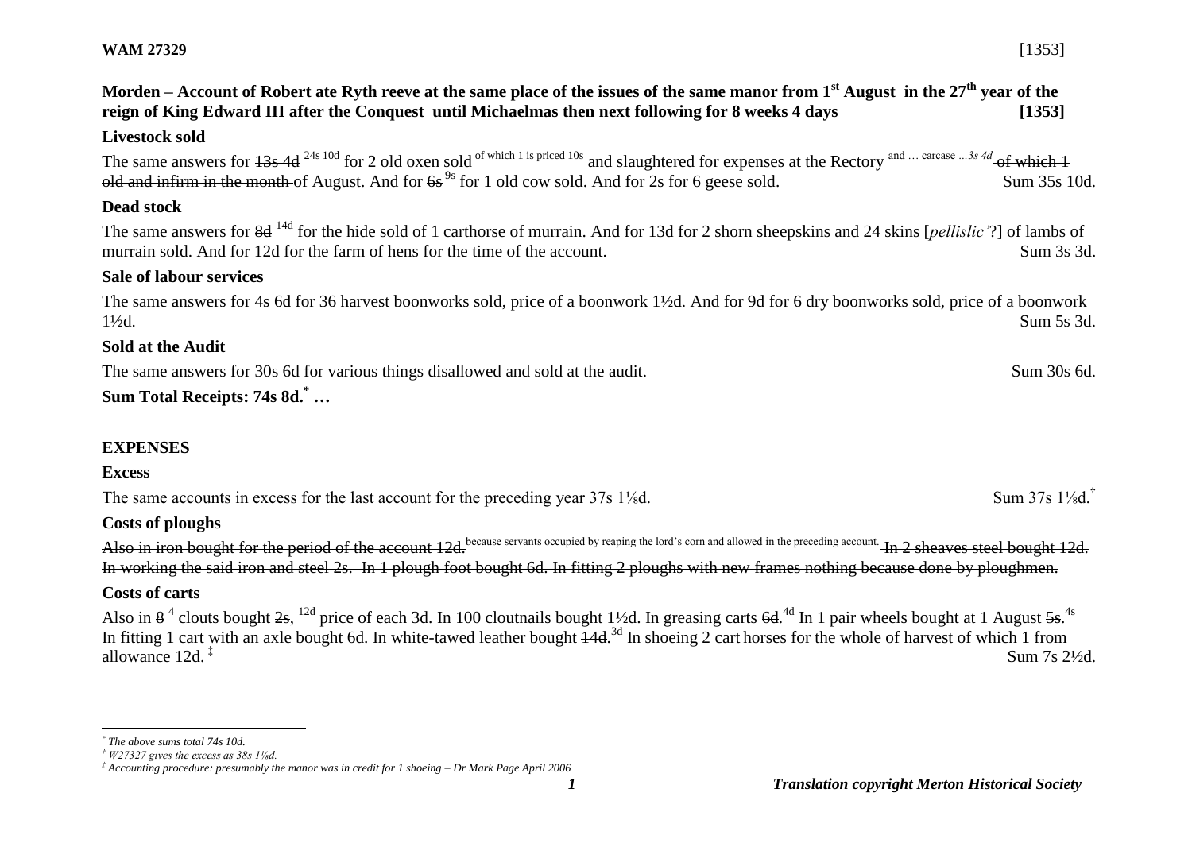**WAM 27329** [1353]

**Morden – Account of Robert ate Ryth reeve at the same place of the issues of the same manor from 1st August in the 27th year of the reign of King Edward III after the Conquest until Michaelmas then next following for 8 weeks 4 days [1353]**

**Livestock sold**

The same answers for ~~13s 4d~~ 24s 10d for 2 old oxen sold of which 1 is priced 10s and slaughtered for expenses at the Rectory and … carcase …3s 4d ~~of which 1 old and infirm in the month~~ of August. And for ~~6s~~ 9s for 1 old cow sold. And for 2s for 6 geese sold. Sum 35s 10d.

**Dead stock**

The same answers for ~~8d~~ 14d for the hide sold of 1 carthorse of murrain. And for 13d for 2 shorn sheepskins and 24 skins [*pellislic'*?] of lambs of murrain sold. And for 12d for the farm of hens for the time of the account. Sum 3s 3d.

**Sale of labour services**

The same answers for 4s 6d for 36 harvest boonworks sold, price of a boonwork 1½d. And for 9d for 6 dry boonworks sold, price of a boonwork 1½d. Sum 5s 3d.

**Sold at the Audit**

The same answers for 30s 6d for various things disallowed and sold at the audit. Sum 30s 6d.

**Sum Total Receipts: 74s 8d.*** …

**EXPENSES**

**Excess**

The same accounts in excess for the last account for the preceding year 37s 1⅛d. Sum 37s 1⅛d.†

**Costs of ploughs**

~~Also in iron bought for the period of the account 12d.~~ because servants occupied by reaping the lord's corn and allowed in the preceding account. ~~In 2 sheaves steel bought 12d. In working the said iron and steel 2s. In 1 plough foot bought 6d. In fitting 2 ploughs with new frames nothing because done by ploughmen.~~

**Costs of carts**

Also in ~~8~~ 4 clouts bought ~~2s~~, 12d price of each 3d. In 100 cloutnails bought 1½d. In greasing carts ~~6d~~. 4d In 1 pair wheels bought at 1 August ~~5s~~. 4s In fitting 1 cart with an axle bought 6d. In white-tawed leather bought ~~14d~~. 3d In shoeing 2 cart horses for the whole of harvest of which 1 from allowance 12d. ‡ Sum 7s 2½d.

---

* *The above sums total 74s 10d.*

† *W27327 gives the excess as 38s 1⅛d.*

‡ *Accounting procedure: presumably the manor was in credit for 1 shoeing – Dr Mark Page April 2006*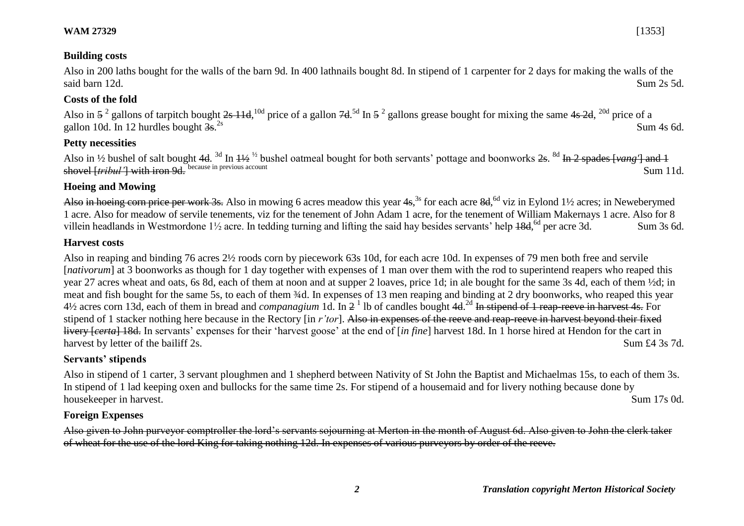**WAM 27329** [1353]

### Building costs

Also in 200 laths bought for the walls of the barn 9d. In 400 lathnails bought 8d. In stipend of 1 carpenter for 2 days for making the walls of the said barn 12d. Sum 2s 5d.

### Costs of the fold

Also in ~~5~~ [2] gallons of tarpitch bought ~~2s 11d~~,[10d] price of a gallon ~~7d~~.[5d] In ~~5~~ [2] gallons grease bought for mixing the same ~~4s 2d~~, [20d] price of a gallon 10d. In 12 hurdles bought ~~3s~~.[2s] Sum 4s 6d.

### Petty necessities

Also in ½ bushel of salt bought ~~4d~~. [3d] In ~~1½~~ [½] bushel oatmeal bought for both servants' pottage and boonworks ~~2s~~. [8d] ~~In 2 spades [*vang'*] and 1 shovel [*tribul'*] with iron 9d.~~ [because in previous account] Sum 11d.

### Hoeing and Mowing

~~Also in hoeing corn price per work 3s.~~ Also in mowing 6 acres meadow this year ~~4s~~,[3s] for each acre ~~8d~~,[6d] viz in Eylond 1½ acres; in Neweberymed 1 acre. Also for meadow of servile tenements, viz for the tenement of John Adam 1 acre, for the tenement of William Makernays 1 acre. Also for 8 villein headlands in Westmordone 1½ acre. In tedding turning and lifting the said hay besides servants' help ~~18d~~,[6d] per acre 3d. Sum 3s 6d.

### Harvest costs

Also in reaping and binding 76 acres 2½ roods corn by piecework 63s 10d, for each acre 10d. In expenses of 79 men both free and servile [*nativorum*] at 3 boonworks as though for 1 day together with expenses of 1 man over them with the rod to superintend reapers who reaped this year 27 acres wheat and oats, 6s 8d, each of them at noon and at supper 2 loaves, price 1d; in ale bought for the same 3s 4d, each of them ½d; in meat and fish bought for the same 5s, to each of them ¾d. In expenses of 13 men reaping and binding at 2 dry boonworks, who reaped this year 4½ acres corn 13d, each of them in bread and *companagium* 1d. In ~~2~~ [1] lb of candles bought ~~4d~~.[2d] ~~In stipend of 1 reap-reeve in harvest 4s.~~ For stipend of 1 stacker nothing here because in the Rectory [in *r'tor*]. ~~Also in expenses of the reeve and reap-reeve in harvest beyond their fixed livery [*certa*] 18d.~~ In servants' expenses for their 'harvest goose' at the end of [*in fine*] harvest 18d. In 1 horse hired at Hendon for the cart in harvest by letter of the bailiff 2s. Sum £4 3s 7d.

### Servants' stipends

Also in stipend of 1 carter, 3 servant ploughmen and 1 shepherd between Nativity of St John the Baptist and Michaelmas 15s, to each of them 3s. In stipend of 1 lad keeping oxen and bullocks for the same time 2s. For stipend of a housemaid and for livery nothing because done by housekeeper in harvest. Sum 17s 0d.

### Foreign Expenses

~~Also given to John purveyor comptroller the lord's servants sojourning at Merton in the month of August 6d. Also given to John the clerk taker of wheat for the use of the lord King for taking nothing 12d. In expenses of various purveyors by order of the reeve.~~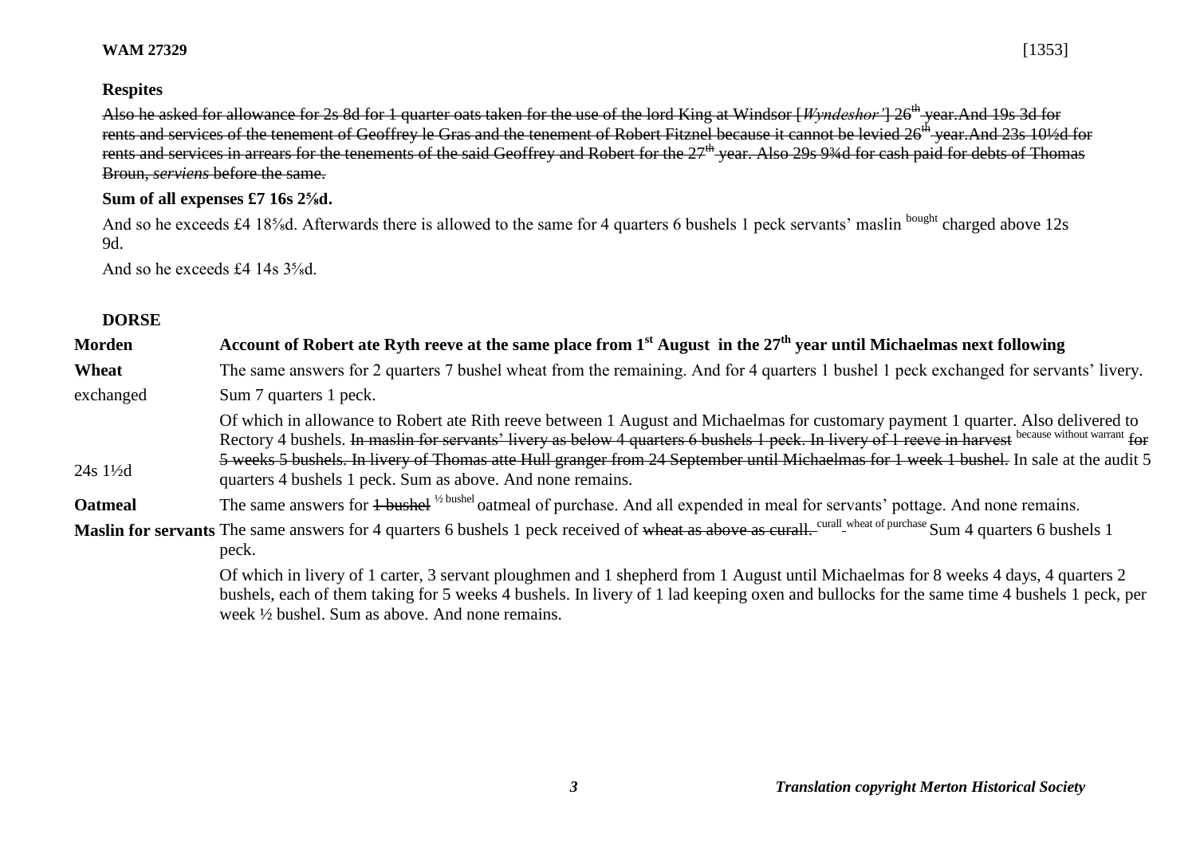**WAM 27329** [1353]

**Respites**

~~Also he asked for allowance for 2s 8d for 1 quarter oats taken for the use of the lord King at Windsor [*Wyndeshor'*] 26th year.And 19s 3d for rents and services of the tenement of Geoffrey le Gras and the tenement of Robert Fitznel because it cannot be levied 26th year.And 23s 10½d for rents and services in arrears for the tenements of the said Geoffrey and Robert for the 27th year. Also 29s 9¾d for cash paid for debts of Thomas Broun, *serviens* before the same.~~

**Sum of all expenses £7 16s 2⅝d.**

And so he exceeds £4 18⅝d. Afterwards there is allowed to the same for 4 quarters 6 bushels 1 peck servants' maslin bought charged above 12s 9d.

And so he exceeds £4 14s 3⅝d.

**DORSE**

| | |
|---|---|
| **Morden** | **Account of Robert ate Ryth reeve at the same place from 1st August in the 27th year until Michaelmas next following** |
| **Wheat** exchanged | The same answers for 2 quarters 7 bushel wheat from the remaining. And for 4 quarters 1 bushel 1 peck exchanged for servants' livery. Sum 7 quarters 1 peck. |
| 24s 1½d | Of which in allowance to Robert ate Rith reeve between 1 August and Michaelmas for customary payment 1 quarter. Also delivered to Rectory 4 bushels. ~~In maslin for servants' livery as below 4 quarters 6 bushels 1 peck. In livery of 1 reeve in harvest~~ because without warrant ~~for 5 weeks 5 bushels. In livery of Thomas atte Hull granger from 24 September until Michaelmas for 1 week 1 bushel.~~ In sale at the audit 5 quarters 4 bushels 1 peck. Sum as above. And none remains. |
| **Oatmeal** | The same answers for ~~1 bushel~~ ½ bushel oatmeal of purchase. And all expended in meal for servants' pottage. And none remains. |
| **Maslin for servants** | The same answers for 4 quarters 6 bushels 1 peck received of ~~wheat as above as curall.~~ curall wheat of purchase Sum 4 quarters 6 bushels 1 peck. |
| | Of which in livery of 1 carter, 3 servant ploughmen and 1 shepherd from 1 August until Michaelmas for 8 weeks 4 days, 4 quarters 2 bushels, each of them taking for 5 weeks 4 bushels. In livery of 1 lad keeping oxen and bullocks for the same time 4 bushels 1 peck, per week ½ bushel. Sum as above. And none remains. |

*Translation copyright Merton Historical Society*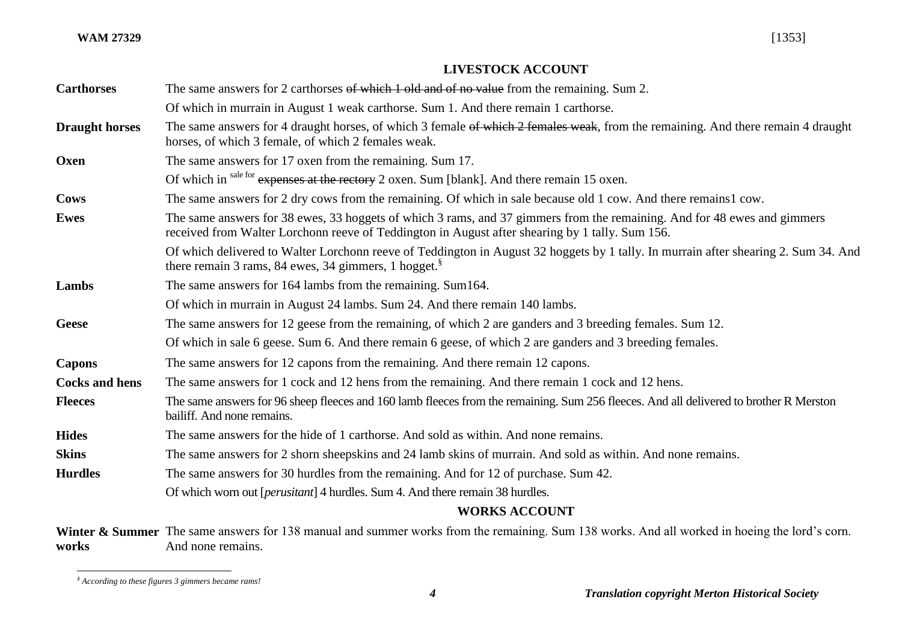**WAM 27329** [1353]

## LIVESTOCK ACCOUNT

| | |
|---|---|
| **Carthorses** | The same answers for 2 carthorses ~~of which 1 old and of no value~~ from the remaining. Sum 2. |
| | Of which in murrain in August 1 weak carthorse. Sum 1. And there remain 1 carthorse. |
| **Draught horses** | The same answers for 4 draught horses, of which 3 female ~~of which 2 females weak~~, from the remaining. And there remain 4 draught horses, of which 3 female, of which 2 females weak. |
| **Oxen** | The same answers for 17 oxen from the remaining. Sum 17. |
| | Of which in sale for ~~expenses at the rectory~~ 2 oxen. Sum [blank]. And there remain 15 oxen. |
| **Cows** | The same answers for 2 dry cows from the remaining. Of which in sale because old 1 cow. And there remains1 cow. |
| **Ewes** | The same answers for 38 ewes, 33 hoggets of which 3 rams, and 37 gimmers from the remaining. And for 48 ewes and gimmers received from Walter Lorchonn reeve of Teddington in August after shearing by 1 tally. Sum 156. |
| | Of which delivered to Walter Lorchonn reeve of Teddington in August 32 hoggets by 1 tally. In murrain after shearing 2. Sum 34. And there remain 3 rams, 84 ewes, 34 gimmers, 1 hogget.[§] |
| **Lambs** | The same answers for 164 lambs from the remaining. Sum164. |
| | Of which in murrain in August 24 lambs. Sum 24. And there remain 140 lambs. |
| **Geese** | The same answers for 12 geese from the remaining, of which 2 are ganders and 3 breeding females. Sum 12. |
| | Of which in sale 6 geese. Sum 6. And there remain 6 geese, of which 2 are ganders and 3 breeding females. |
| **Capons** | The same answers for 12 capons from the remaining. And there remain 12 capons. |
| **Cocks and hens** | The same answers for 1 cock and 12 hens from the remaining. And there remain 1 cock and 12 hens. |
| **Fleeces** | The same answers for 96 sheep fleeces and 160 lamb fleeces from the remaining. Sum 256 fleeces. And all delivered to brother R Merston bailiff. And none remains. |
| **Hides** | The same answers for the hide of 1 carthorse. And sold as within. And none remains. |
| **Skins** | The same answers for 2 shorn sheepskins and 24 lamb skins of murrain. And sold as within. And none remains. |
| **Hurdles** | The same answers for 30 hurdles from the remaining. And for 12 of purchase. Sum 42. |
| | Of which worn out [*perusitant*] 4 hurdles. Sum 4. And there remain 38 hurdles. |

## WORKS ACCOUNT

| | |
|---|---|
| **Winter & Summer works** | The same answers for 138 manual and summer works from the remaining. Sum 138 works. And all worked in hoeing the lord's corn. And none remains. |

---

[§] *According to these figures 3 gimmers became rams!*

***Translation copyright Merton Historical Society***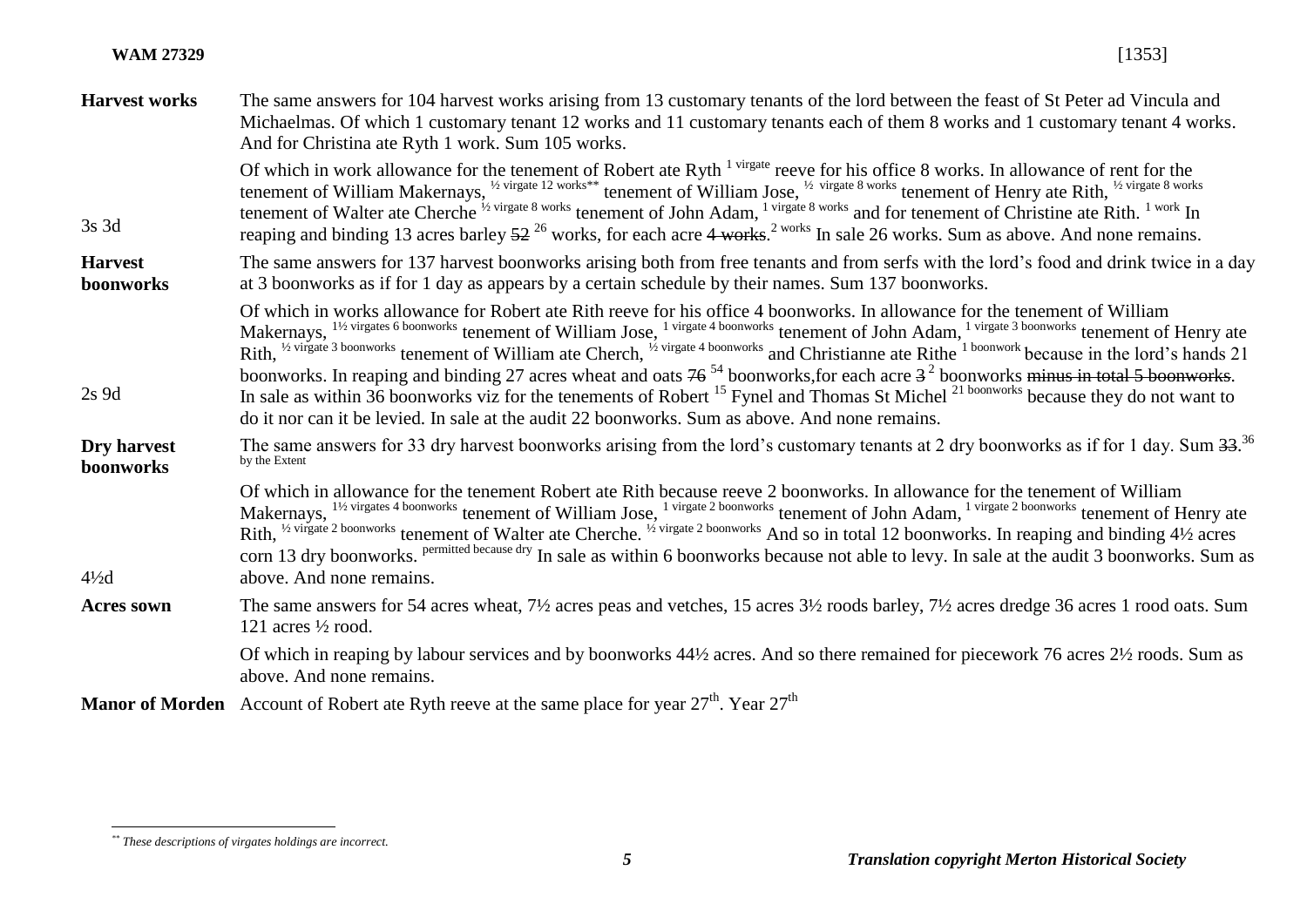**WAM 27329** [1353]

| | |
|---|---|
| **Harvest works** | The same answers for 104 harvest works arising from 13 customary tenants of the lord between the feast of St Peter ad Vincula and Michaelmas. Of which 1 customary tenant 12 works and 11 customary tenants each of them 8 works and 1 customary tenant 4 works. And for Christina ate Ryth 1 work. Sum 105 works. |
| 3s 3d | Of which in work allowance for the tenement of Robert ate Ryth [1 virgate] reeve for his office 8 works. In allowance of rent for the tenement of William Makernays, [½ virgate 12 works**] tenement of William Jose, [½ virgate 8 works] tenement of Henry ate Rith, [½ virgate 8 works] tenement of Walter ate Cherche [½ virgate 8 works] tenement of John Adam, [1 virgate 8 works] and for tenement of Christine ate Rith. [1 work] In reaping and binding 13 acres barley ~~52~~ [26] works, for each acre ~~4 works~~.[2 works] In sale 26 works. Sum as above. And none remains. |
| **Harvest boonworks** | The same answers for 137 harvest boonworks arising both from free tenants and from serfs with the lord's food and drink twice in a day at 3 boonworks as if for 1 day as appears by a certain schedule by their names. Sum 137 boonworks. |
| 2s 9d | Of which in works allowance for Robert ate Rith reeve for his office 4 boonworks. In allowance for the tenement of William Makernays, [1½ virgates 6 boonworks] tenement of William Jose, [1 virgate 4 boonworks] tenement of John Adam, [1 virgate 3 boonworks] tenement of Henry ate Rith, [½ virgate 3 boonworks] tenement of William ate Cherch, [½ virgate 4 boonworks] and Christianne ate Rithe [1 boonwork] because in the lord's hands 21 boonworks. In reaping and binding 27 acres wheat and oats ~~76~~ [54] boonworks,for each acre ~~3~~ [2] boonworks ~~minus in total 5 boonworks~~. In sale as within 36 boonworks viz for the tenements of Robert [15] Fynel and Thomas St Michel [21 boonworks] because they do not want to do it nor can it be levied. In sale at the audit 22 boonworks. Sum as above. And none remains. |
| **Dry harvest boonworks** | The same answers for 33 dry harvest boonworks arising from the lord's customary tenants at 2 dry boonworks as if for 1 day. Sum ~~33~~.[36 by the Extent] |
| 4½d | Of which in allowance for the tenement Robert ate Rith because reeve 2 boonworks. In allowance for the tenement of William Makernays, [1½ virgates 4 boonworks] tenement of William Jose, [1 virgate 2 boonworks] tenement of John Adam, [1 virgate 2 boonworks] tenement of Henry ate Rith, [½ virgate 2 boonworks] tenement of Walter ate Cherche. [½ virgate 2 boonworks] And so in total 12 boonworks. In reaping and binding 4½ acres corn 13 dry boonworks. [permitted because dry] In sale as within 6 boonworks because not able to levy. In sale at the audit 3 boonworks. Sum as above. And none remains. |
| **Acres sown** | The same answers for 54 acres wheat, 7½ acres peas and vetches, 15 acres 3½ roods barley, 7½ acres dredge 36 acres 1 rood oats. Sum 121 acres ½ rood. |
| | Of which in reaping by labour services and by boonworks 44½ acres. And so there remained for piecework 76 acres 2½ roods. Sum as above. And none remains. |
| **Manor of Morden** | Account of Robert ate Ryth reeve at the same place for year 27th. Year 27th |

** *These descriptions of virgates holdings are incorrect.*